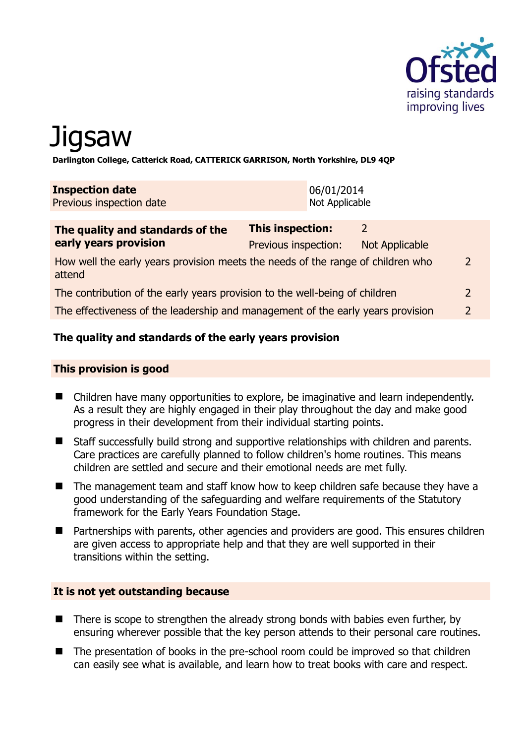# Jigsaw

**Darlington College, Catterick Road, CATTERICK GARRISON, North Yorkshire, DL9 4QP**

| **Inspection date** | 06/01/2014 |
|---|---|
| Previous inspection date | Not Applicable |

| **The quality and standards of the early years provision** | **This inspection:** | 2 | |
|---|---|---|---|
| | Previous inspection: | Not Applicable | |
| How well the early years provision meets the needs of the range of children who attend | | | 2 |
| The contribution of the early years provision to the well-being of children | | | 2 |
| The effectiveness of the leadership and management of the early years provision | | | 2 |

## The quality and standards of the early years provision

### This provision is good

- Children have many opportunities to explore, be imaginative and learn independently. As a result they are highly engaged in their play throughout the day and make good progress in their development from their individual starting points.
- Staff successfully build strong and supportive relationships with children and parents. Care practices are carefully planned to follow children's home routines. This means children are settled and secure and their emotional needs are met fully.
- The management team and staff know how to keep children safe because they have a good understanding of the safeguarding and welfare requirements of the Statutory framework for the Early Years Foundation Stage.
- Partnerships with parents, other agencies and providers are good. This ensures children are given access to appropriate help and that they are well supported in their transitions within the setting.

### It is not yet outstanding because

- There is scope to strengthen the already strong bonds with babies even further, by ensuring wherever possible that the key person attends to their personal care routines.
- The presentation of books in the pre-school room could be improved so that children can easily see what is available, and learn how to treat books with care and respect.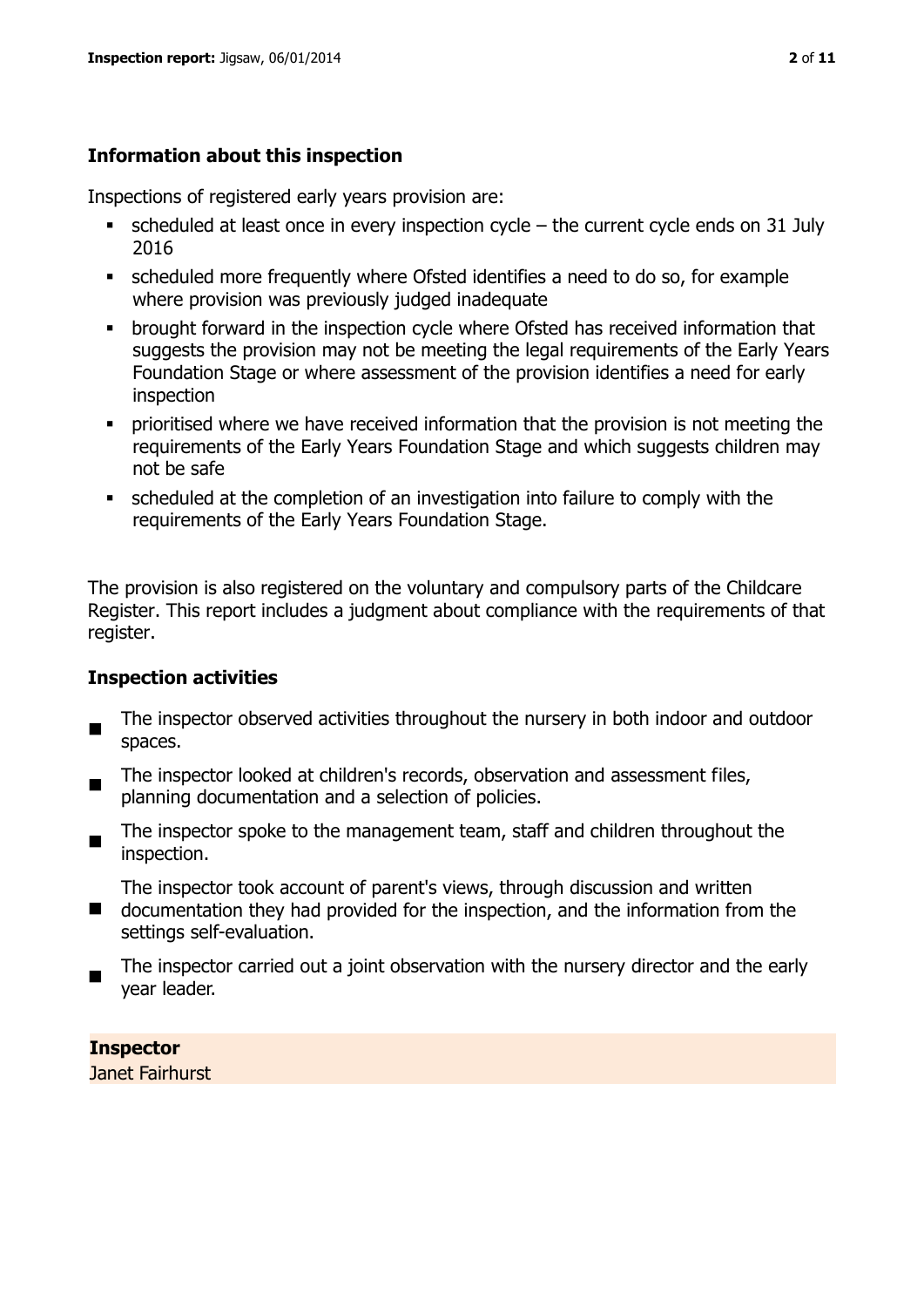## Information about this inspection

Inspections of registered early years provision are:

- scheduled at least once in every inspection cycle – the current cycle ends on 31 July 2016
- scheduled more frequently where Ofsted identifies a need to do so, for example where provision was previously judged inadequate
- brought forward in the inspection cycle where Ofsted has received information that suggests the provision may not be meeting the legal requirements of the Early Years Foundation Stage or where assessment of the provision identifies a need for early inspection
- prioritised where we have received information that the provision is not meeting the requirements of the Early Years Foundation Stage and which suggests children may not be safe
- scheduled at the completion of an investigation into failure to comply with the requirements of the Early Years Foundation Stage.

The provision is also registered on the voluntary and compulsory parts of the Childcare Register. This report includes a judgment about compliance with the requirements of that register.

## Inspection activities

- The inspector observed activities throughout the nursery in both indoor and outdoor spaces.
- The inspector looked at children's records, observation and assessment files, planning documentation and a selection of policies.
- The inspector spoke to the management team, staff and children throughout the inspection.
- The inspector took account of parent's views, through discussion and written documentation they had provided for the inspection, and the information from the settings self-evaluation.
- The inspector carried out a joint observation with the nursery director and the early year leader.

**Inspector**
Janet Fairhurst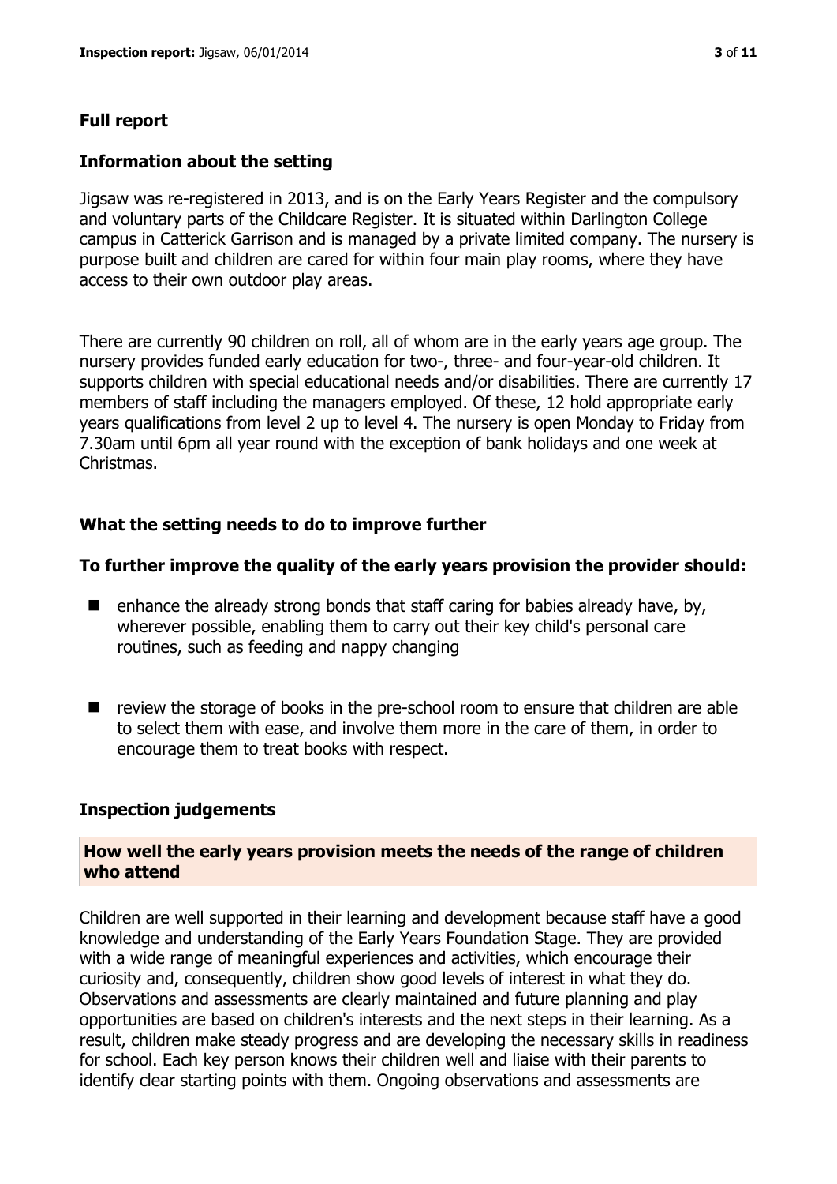## Full report

### Information about the setting

Jigsaw was re-registered in 2013, and is on the Early Years Register and the compulsory and voluntary parts of the Childcare Register. It is situated within Darlington College campus in Catterick Garrison and is managed by a private limited company. The nursery is purpose built and children are cared for within four main play rooms, where they have access to their own outdoor play areas.

There are currently 90 children on roll, all of whom are in the early years age group. The nursery provides funded early education for two-, three- and four-year-old children. It supports children with special educational needs and/or disabilities. There are currently 17 members of staff including the managers employed. Of these, 12 hold appropriate early years qualifications from level 2 up to level 4. The nursery is open Monday to Friday from 7.30am until 6pm all year round with the exception of bank holidays and one week at Christmas.

### What the setting needs to do to improve further

#### To further improve the quality of the early years provision the provider should:

- enhance the already strong bonds that staff caring for babies already have, by, wherever possible, enabling them to carry out their key child's personal care routines, such as feeding and nappy changing
- review the storage of books in the pre-school room to ensure that children are able to select them with ease, and involve them more in the care of them, in order to encourage them to treat books with respect.

### Inspection judgements

#### How well the early years provision meets the needs of the range of children who attend

Children are well supported in their learning and development because staff have a good knowledge and understanding of the Early Years Foundation Stage. They are provided with a wide range of meaningful experiences and activities, which encourage their curiosity and, consequently, children show good levels of interest in what they do. Observations and assessments are clearly maintained and future planning and play opportunities are based on children's interests and the next steps in their learning. As a result, children make steady progress and are developing the necessary skills in readiness for school. Each key person knows their children well and liaise with their parents to identify clear starting points with them. Ongoing observations and assessments are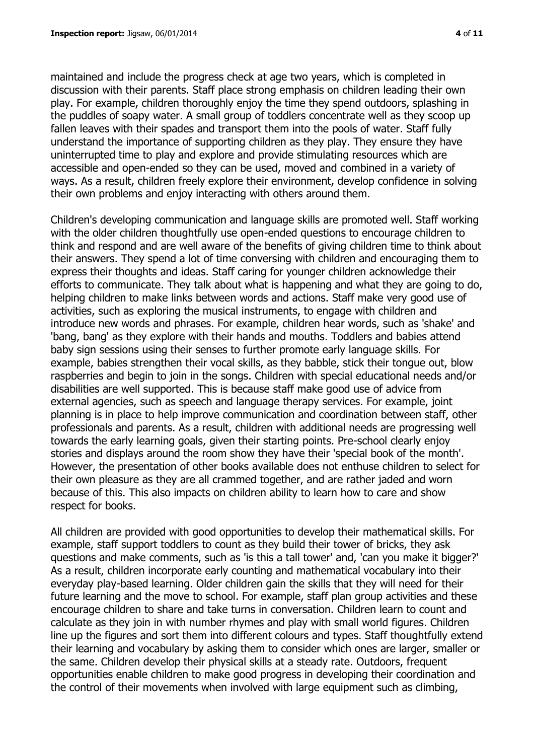maintained and include the progress check at age two years, which is completed in discussion with their parents. Staff place strong emphasis on children leading their own play. For example, children thoroughly enjoy the time they spend outdoors, splashing in the puddles of soapy water. A small group of toddlers concentrate well as they scoop up fallen leaves with their spades and transport them into the pools of water. Staff fully understand the importance of supporting children as they play. They ensure they have uninterrupted time to play and explore and provide stimulating resources which are accessible and open-ended so they can be used, moved and combined in a variety of ways. As a result, children freely explore their environment, develop confidence in solving their own problems and enjoy interacting with others around them.

Children's developing communication and language skills are promoted well. Staff working with the older children thoughtfully use open-ended questions to encourage children to think and respond and are well aware of the benefits of giving children time to think about their answers. They spend a lot of time conversing with children and encouraging them to express their thoughts and ideas. Staff caring for younger children acknowledge their efforts to communicate. They talk about what is happening and what they are going to do, helping children to make links between words and actions. Staff make very good use of activities, such as exploring the musical instruments, to engage with children and introduce new words and phrases. For example, children hear words, such as 'shake' and 'bang, bang' as they explore with their hands and mouths. Toddlers and babies attend baby sign sessions using their senses to further promote early language skills. For example, babies strengthen their vocal skills, as they babble, stick their tongue out, blow raspberries and begin to join in the songs. Children with special educational needs and/or disabilities are well supported. This is because staff make good use of advice from external agencies, such as speech and language therapy services. For example, joint planning is in place to help improve communication and coordination between staff, other professionals and parents. As a result, children with additional needs are progressing well towards the early learning goals, given their starting points. Pre-school clearly enjoy stories and displays around the room show they have their 'special book of the month'. However, the presentation of other books available does not enthuse children to select for their own pleasure as they are all crammed together, and are rather jaded and worn because of this. This also impacts on children ability to learn how to care and show respect for books.

All children are provided with good opportunities to develop their mathematical skills. For example, staff support toddlers to count as they build their tower of bricks, they ask questions and make comments, such as 'is this a tall tower' and, 'can you make it bigger?' As a result, children incorporate early counting and mathematical vocabulary into their everyday play-based learning. Older children gain the skills that they will need for their future learning and the move to school. For example, staff plan group activities and these encourage children to share and take turns in conversation. Children learn to count and calculate as they join in with number rhymes and play with small world figures. Children line up the figures and sort them into different colours and types. Staff thoughtfully extend their learning and vocabulary by asking them to consider which ones are larger, smaller or the same. Children develop their physical skills at a steady rate. Outdoors, frequent opportunities enable children to make good progress in developing their coordination and the control of their movements when involved with large equipment such as climbing,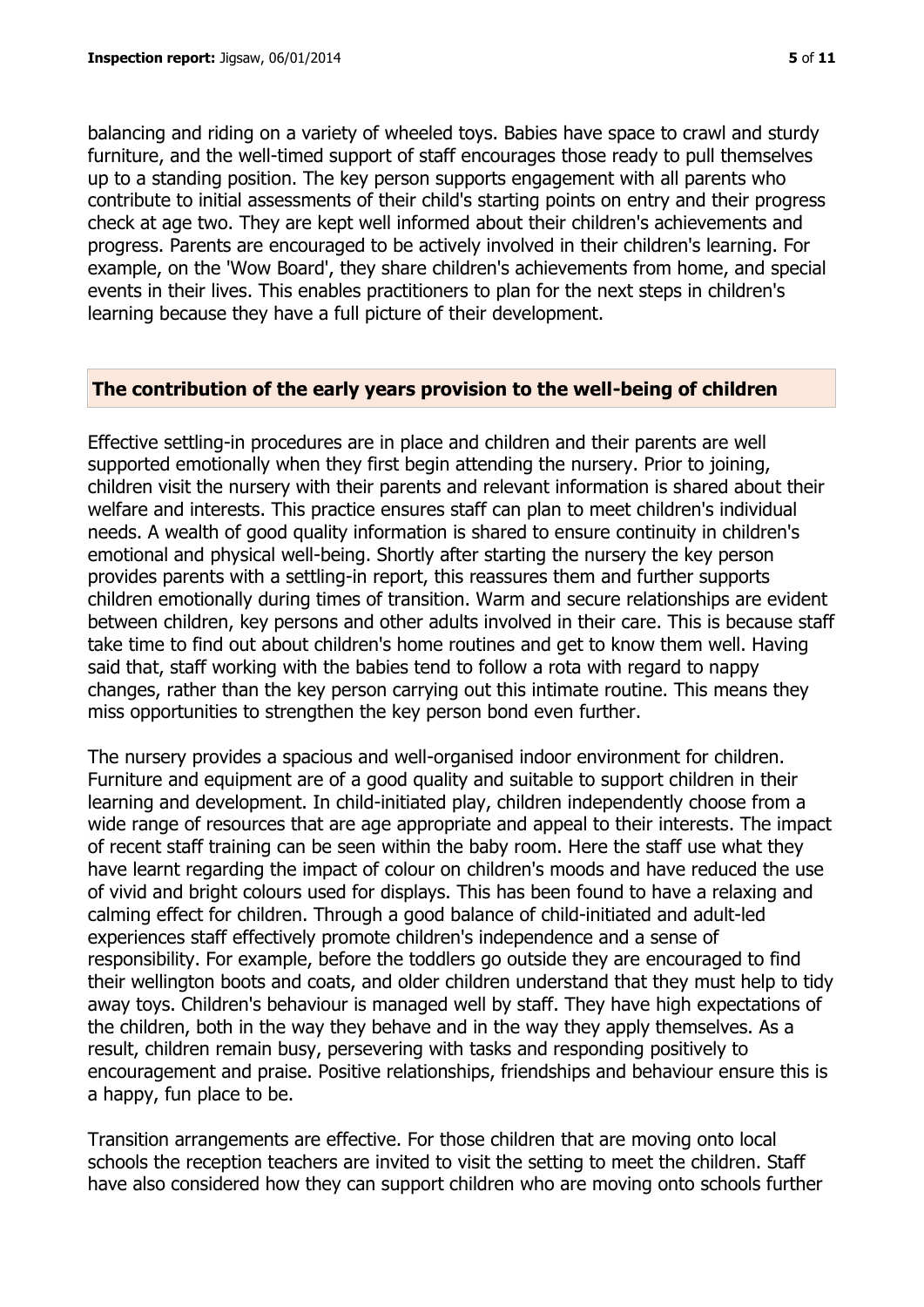balancing and riding on a variety of wheeled toys. Babies have space to crawl and sturdy furniture, and the well-timed support of staff encourages those ready to pull themselves up to a standing position. The key person supports engagement with all parents who contribute to initial assessments of their child's starting points on entry and their progress check at age two. They are kept well informed about their children's achievements and progress. Parents are encouraged to be actively involved in their children's learning. For example, on the 'Wow Board', they share children's achievements from home, and special events in their lives. This enables practitioners to plan for the next steps in children's learning because they have a full picture of their development.

## The contribution of the early years provision to the well-being of children

Effective settling-in procedures are in place and children and their parents are well supported emotionally when they first begin attending the nursery. Prior to joining, children visit the nursery with their parents and relevant information is shared about their welfare and interests. This practice ensures staff can plan to meet children's individual needs. A wealth of good quality information is shared to ensure continuity in children's emotional and physical well-being. Shortly after starting the nursery the key person provides parents with a settling-in report, this reassures them and further supports children emotionally during times of transition. Warm and secure relationships are evident between children, key persons and other adults involved in their care. This is because staff take time to find out about children's home routines and get to know them well. Having said that, staff working with the babies tend to follow a rota with regard to nappy changes, rather than the key person carrying out this intimate routine. This means they miss opportunities to strengthen the key person bond even further.

The nursery provides a spacious and well-organised indoor environment for children. Furniture and equipment are of a good quality and suitable to support children in their learning and development. In child-initiated play, children independently choose from a wide range of resources that are age appropriate and appeal to their interests. The impact of recent staff training can be seen within the baby room. Here the staff use what they have learnt regarding the impact of colour on children's moods and have reduced the use of vivid and bright colours used for displays. This has been found to have a relaxing and calming effect for children. Through a good balance of child-initiated and adult-led experiences staff effectively promote children's independence and a sense of responsibility. For example, before the toddlers go outside they are encouraged to find their wellington boots and coats, and older children understand that they must help to tidy away toys. Children's behaviour is managed well by staff. They have high expectations of the children, both in the way they behave and in the way they apply themselves. As a result, children remain busy, persevering with tasks and responding positively to encouragement and praise. Positive relationships, friendships and behaviour ensure this is a happy, fun place to be.

Transition arrangements are effective. For those children that are moving onto local schools the reception teachers are invited to visit the setting to meet the children. Staff have also considered how they can support children who are moving onto schools further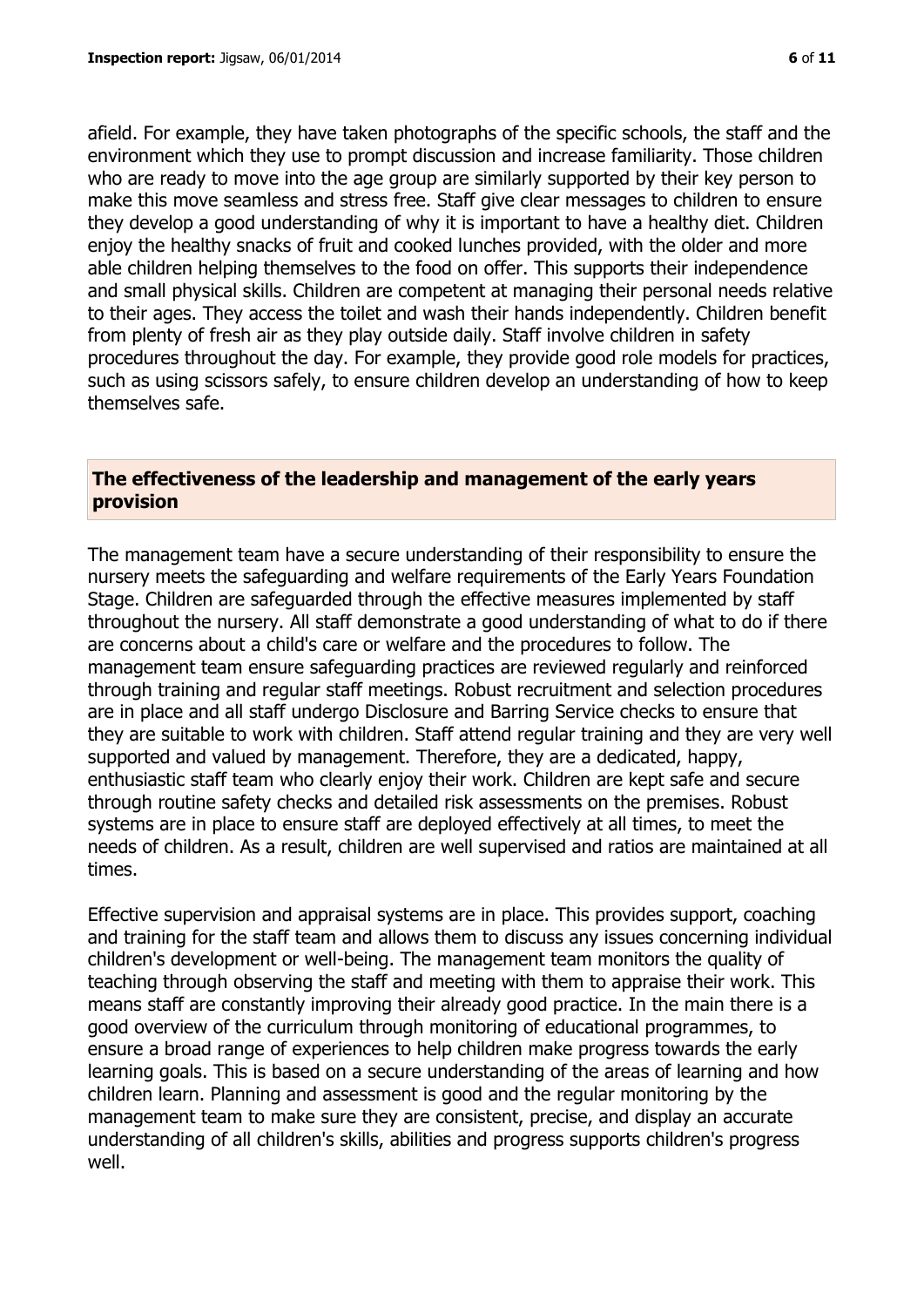afield. For example, they have taken photographs of the specific schools, the staff and the environment which they use to prompt discussion and increase familiarity. Those children who are ready to move into the age group are similarly supported by their key person to make this move seamless and stress free. Staff give clear messages to children to ensure they develop a good understanding of why it is important to have a healthy diet. Children enjoy the healthy snacks of fruit and cooked lunches provided, with the older and more able children helping themselves to the food on offer. This supports their independence and small physical skills. Children are competent at managing their personal needs relative to their ages. They access the toilet and wash their hands independently. Children benefit from plenty of fresh air as they play outside daily. Staff involve children in safety procedures throughout the day. For example, they provide good role models for practices, such as using scissors safely, to ensure children develop an understanding of how to keep themselves safe.

## The effectiveness of the leadership and management of the early years provision

The management team have a secure understanding of their responsibility to ensure the nursery meets the safeguarding and welfare requirements of the Early Years Foundation Stage. Children are safeguarded through the effective measures implemented by staff throughout the nursery. All staff demonstrate a good understanding of what to do if there are concerns about a child's care or welfare and the procedures to follow. The management team ensure safeguarding practices are reviewed regularly and reinforced through training and regular staff meetings. Robust recruitment and selection procedures are in place and all staff undergo Disclosure and Barring Service checks to ensure that they are suitable to work with children. Staff attend regular training and they are very well supported and valued by management. Therefore, they are a dedicated, happy, enthusiastic staff team who clearly enjoy their work. Children are kept safe and secure through routine safety checks and detailed risk assessments on the premises. Robust systems are in place to ensure staff are deployed effectively at all times, to meet the needs of children. As a result, children are well supervised and ratios are maintained at all times.

Effective supervision and appraisal systems are in place. This provides support, coaching and training for the staff team and allows them to discuss any issues concerning individual children's development or well-being. The management team monitors the quality of teaching through observing the staff and meeting with them to appraise their work. This means staff are constantly improving their already good practice. In the main there is a good overview of the curriculum through monitoring of educational programmes, to ensure a broad range of experiences to help children make progress towards the early learning goals. This is based on a secure understanding of the areas of learning and how children learn. Planning and assessment is good and the regular monitoring by the management team to make sure they are consistent, precise, and display an accurate understanding of all children's skills, abilities and progress supports children's progress well.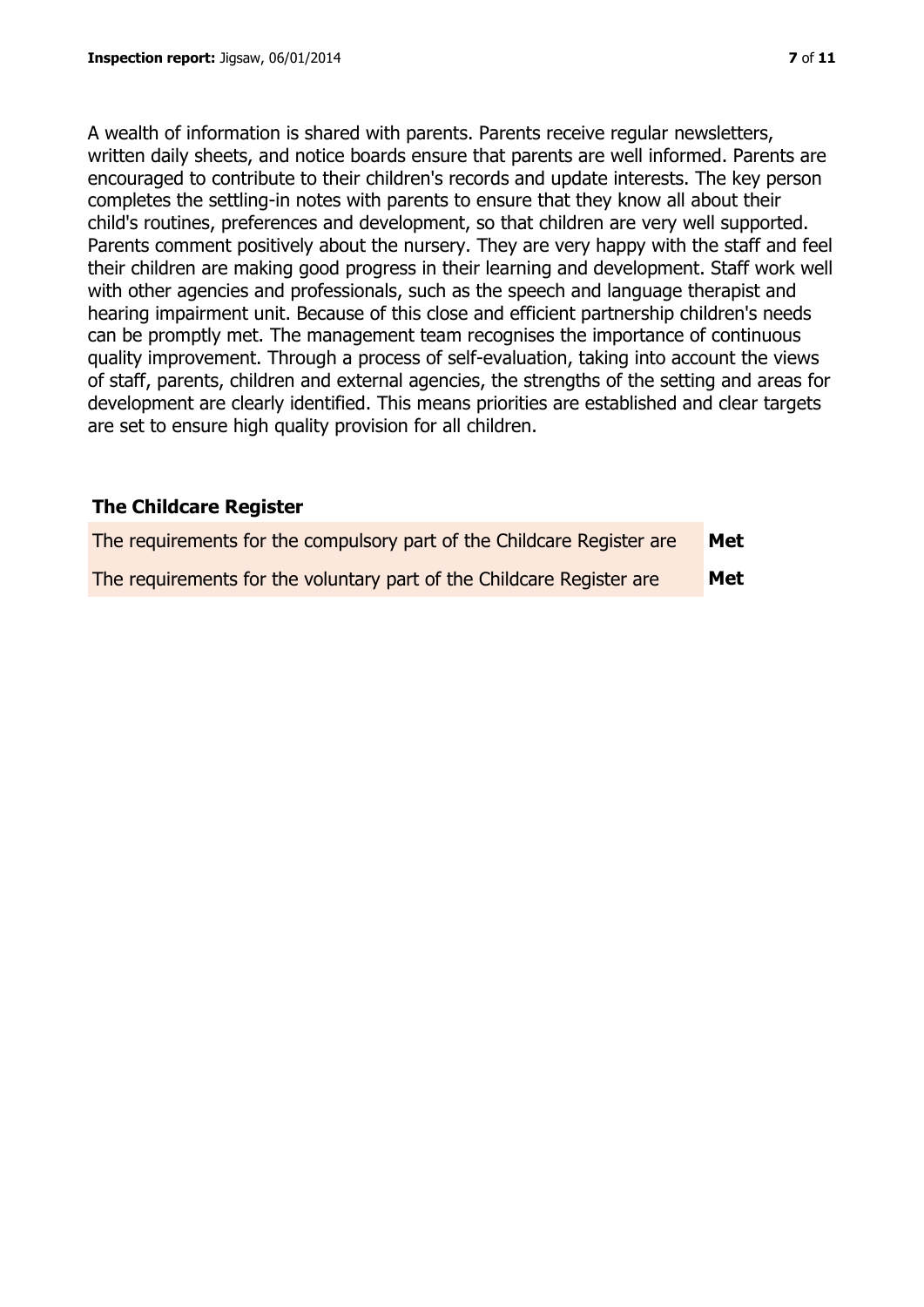A wealth of information is shared with parents. Parents receive regular newsletters, written daily sheets, and notice boards ensure that parents are well informed. Parents are encouraged to contribute to their children's records and update interests. The key person completes the settling-in notes with parents to ensure that they know all about their child's routines, preferences and development, so that children are very well supported. Parents comment positively about the nursery. They are very happy with the staff and feel their children are making good progress in their learning and development. Staff work well with other agencies and professionals, such as the speech and language therapist and hearing impairment unit. Because of this close and efficient partnership children's needs can be promptly met. The management team recognises the importance of continuous quality improvement. Through a process of self-evaluation, taking into account the views of staff, parents, children and external agencies, the strengths of the setting and areas for development are clearly identified. This means priorities are established and clear targets are set to ensure high quality provision for all children.

## The Childcare Register

| | |
|---|---|
| The requirements for the compulsory part of the Childcare Register are | **Met** |
| The requirements for the voluntary part of the Childcare Register are | **Met** |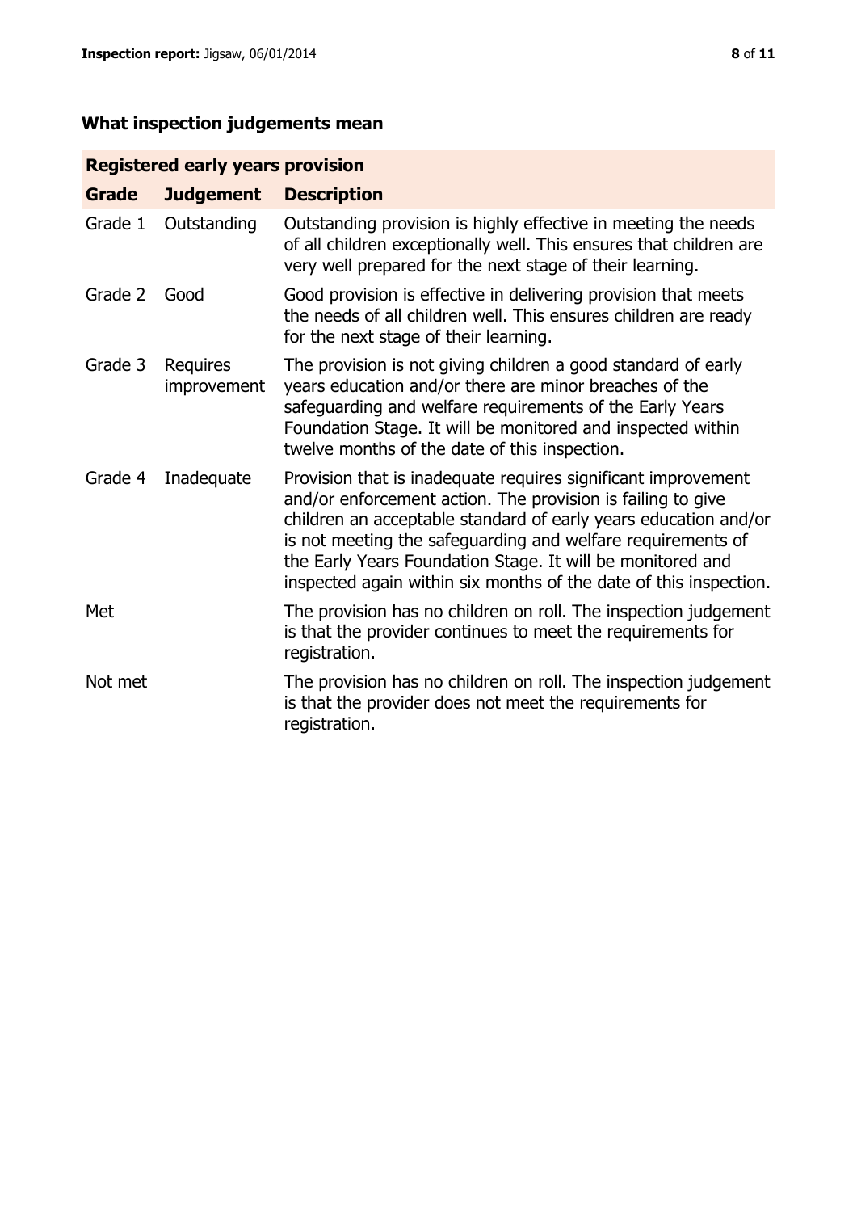## What inspection judgements mean

| Registered early years provision | | |
|---|---|---|
| **Grade** | **Judgement** | **Description** |
| Grade 1 | Outstanding | Outstanding provision is highly effective in meeting the needs of all children exceptionally well. This ensures that children are very well prepared for the next stage of their learning. |
| Grade 2 | Good | Good provision is effective in delivering provision that meets the needs of all children well. This ensures children are ready for the next stage of their learning. |
| Grade 3 | Requires improvement | The provision is not giving children a good standard of early years education and/or there are minor breaches of the safeguarding and welfare requirements of the Early Years Foundation Stage. It will be monitored and inspected within twelve months of the date of this inspection. |
| Grade 4 | Inadequate | Provision that is inadequate requires significant improvement and/or enforcement action. The provision is failing to give children an acceptable standard of early years education and/or is not meeting the safeguarding and welfare requirements of the Early Years Foundation Stage. It will be monitored and inspected again within six months of the date of this inspection. |
| Met | | The provision has no children on roll. The inspection judgement is that the provider continues to meet the requirements for registration. |
| Not met | | The provision has no children on roll. The inspection judgement is that the provider does not meet the requirements for registration. |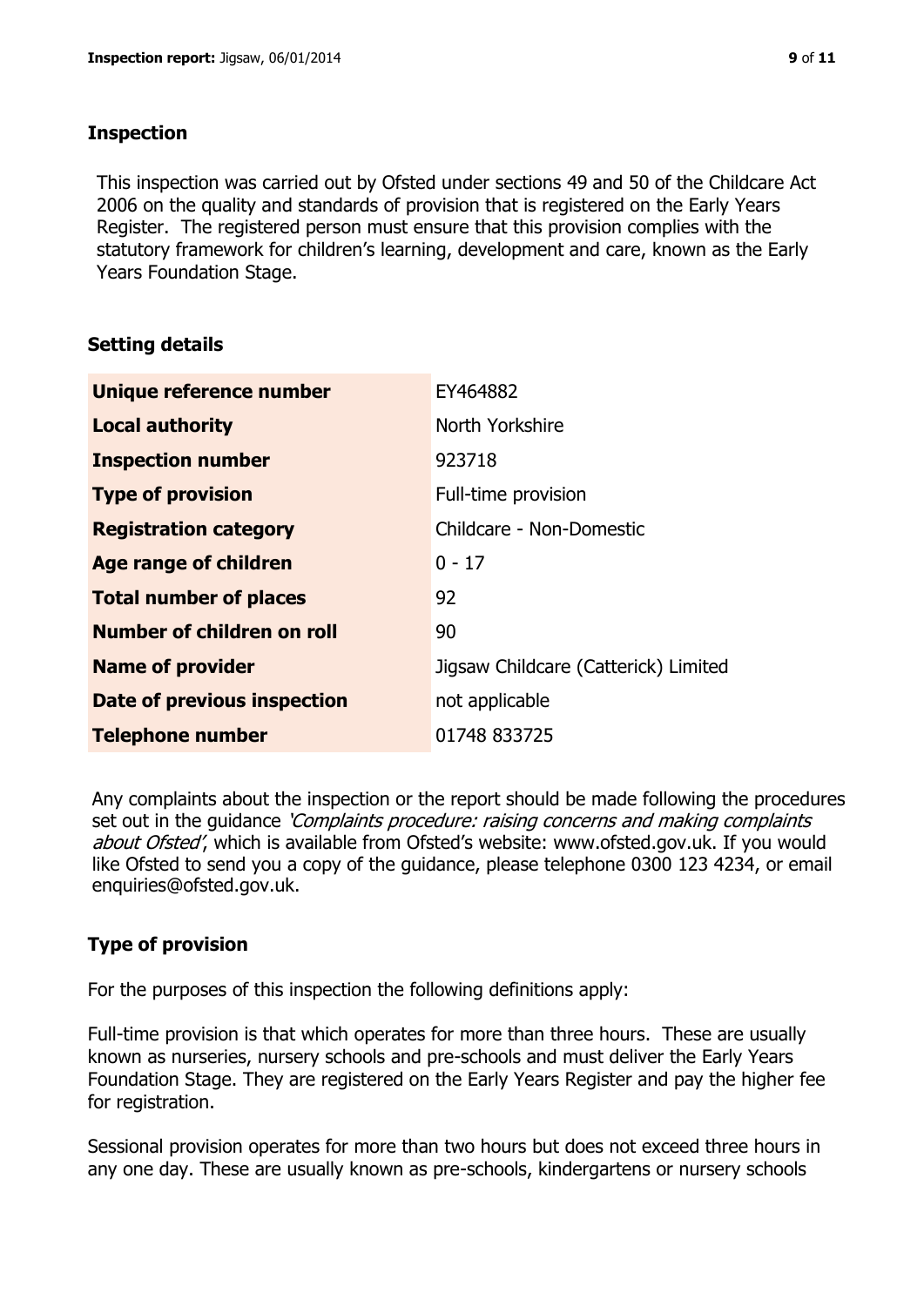## Inspection

This inspection was carried out by Ofsted under sections 49 and 50 of the Childcare Act 2006 on the quality and standards of provision that is registered on the Early Years Register. The registered person must ensure that this provision complies with the statutory framework for children's learning, development and care, known as the Early Years Foundation Stage.

## Setting details

| | |
|---|---|
| **Unique reference number** | EY464882 |
| **Local authority** | North Yorkshire |
| **Inspection number** | 923718 |
| **Type of provision** | Full-time provision |
| **Registration category** | Childcare - Non-Domestic |
| **Age range of children** | 0 - 17 |
| **Total number of places** | 92 |
| **Number of children on roll** | 90 |
| **Name of provider** | Jigsaw Childcare (Catterick) Limited |
| **Date of previous inspection** | not applicable |
| **Telephone number** | 01748 833725 |

Any complaints about the inspection or the report should be made following the procedures set out in the guidance *'Complaints procedure: raising concerns and making complaints about Ofsted'*, which is available from Ofsted's website: www.ofsted.gov.uk. If you would like Ofsted to send you a copy of the guidance, please telephone 0300 123 4234, or email enquiries@ofsted.gov.uk.

## Type of provision

For the purposes of this inspection the following definitions apply:

Full-time provision is that which operates for more than three hours. These are usually known as nurseries, nursery schools and pre-schools and must deliver the Early Years Foundation Stage. They are registered on the Early Years Register and pay the higher fee for registration.

Sessional provision operates for more than two hours but does not exceed three hours in any one day. These are usually known as pre-schools, kindergartens or nursery schools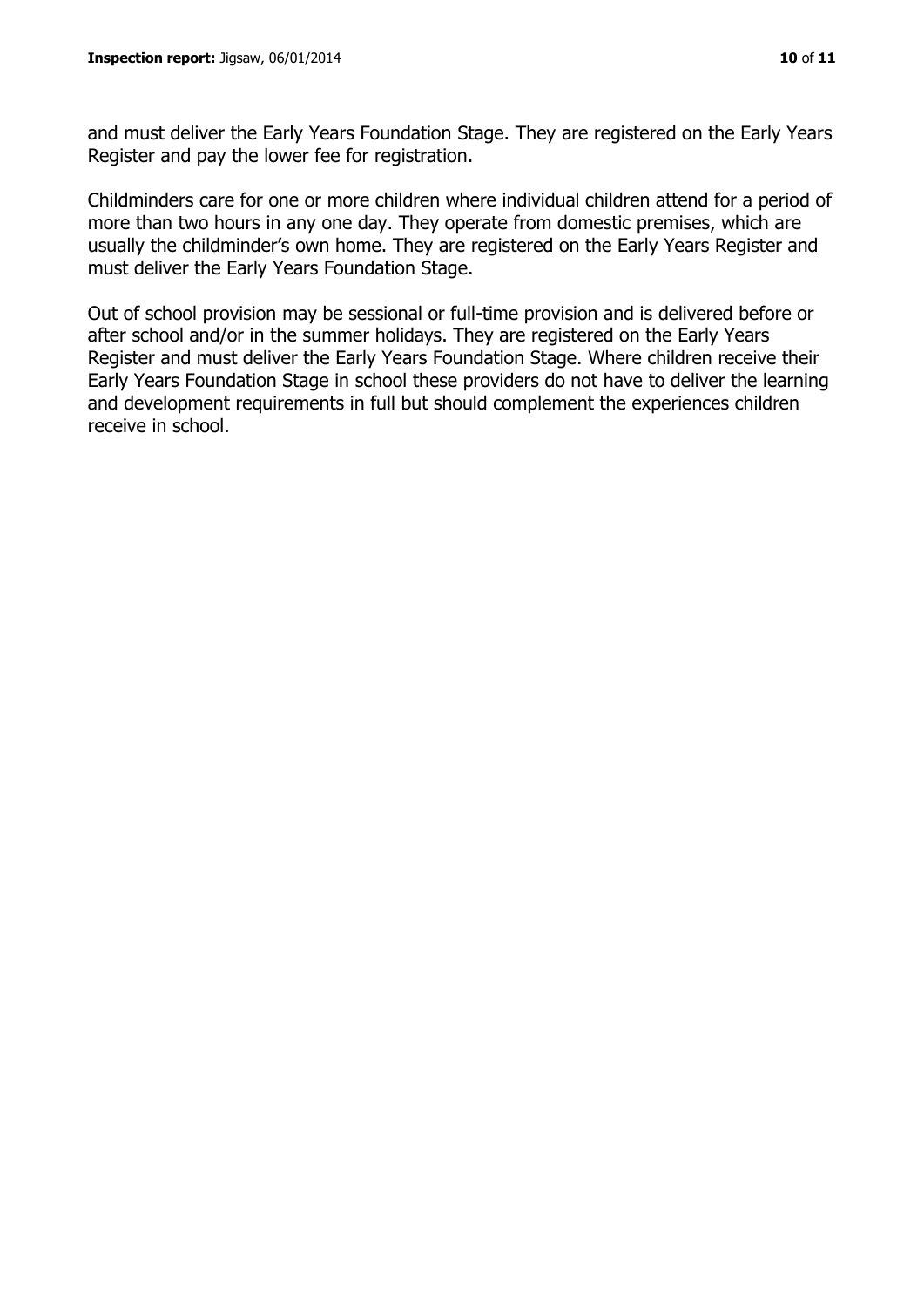and must deliver the Early Years Foundation Stage. They are registered on the Early Years Register and pay the lower fee for registration.

Childminders care for one or more children where individual children attend for a period of more than two hours in any one day. They operate from domestic premises, which are usually the childminder's own home. They are registered on the Early Years Register and must deliver the Early Years Foundation Stage.

Out of school provision may be sessional or full-time provision and is delivered before or after school and/or in the summer holidays. They are registered on the Early Years Register and must deliver the Early Years Foundation Stage. Where children receive their Early Years Foundation Stage in school these providers do not have to deliver the learning and development requirements in full but should complement the experiences children receive in school.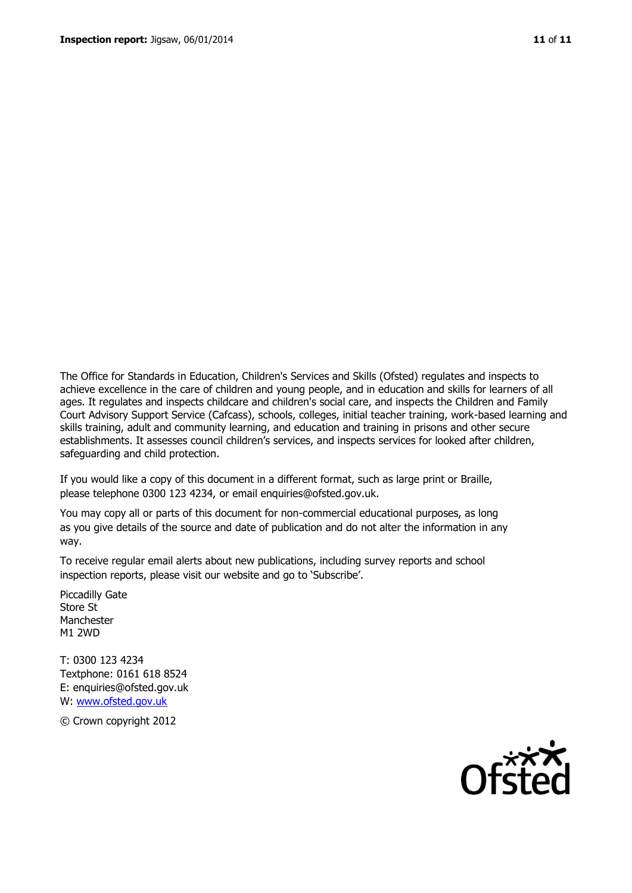The Office for Standards in Education, Children's Services and Skills (Ofsted) regulates and inspects to achieve excellence in the care of children and young people, and in education and skills for learners of all ages. It regulates and inspects childcare and children's social care, and inspects the Children and Family Court Advisory Support Service (Cafcass), schools, colleges, initial teacher training, work-based learning and skills training, adult and community learning, and education and training in prisons and other secure establishments. It assesses council children's services, and inspects services for looked after children, safeguarding and child protection.

If you would like a copy of this document in a different format, such as large print or Braille, please telephone 0300 123 4234, or email enquiries@ofsted.gov.uk.

You may copy all or parts of this document for non-commercial educational purposes, as long as you give details of the source and date of publication and do not alter the information in any way.

To receive regular email alerts about new publications, including survey reports and school inspection reports, please visit our website and go to 'Subscribe'.

Piccadilly Gate
Store St
Manchester
M1 2WD

T: 0300 123 4234
Textphone: 0161 618 8524
E: enquiries@ofsted.gov.uk
W: www.ofsted.gov.uk

© Crown copyright 2012

Ofsted